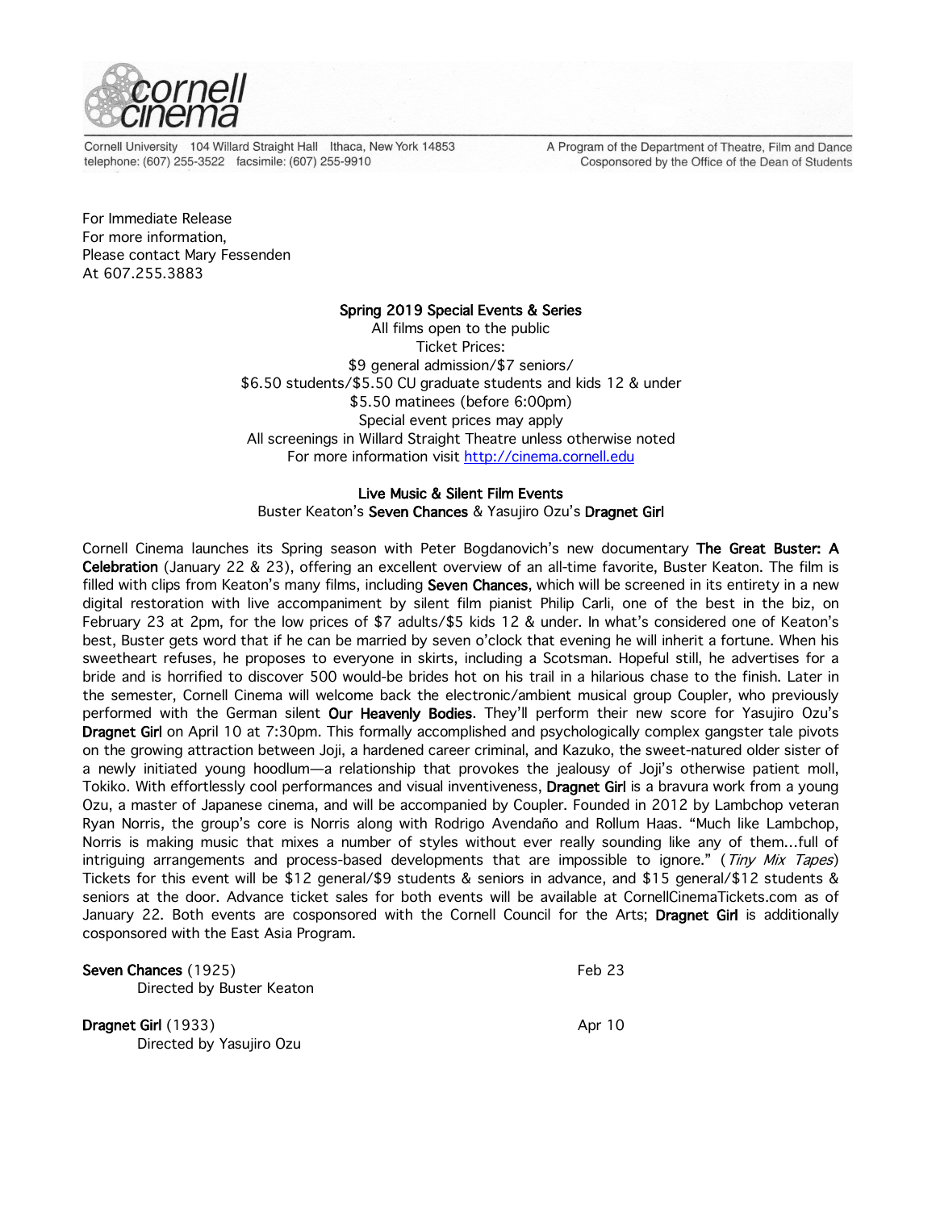Cornell University 104 Willard Straight Hall Ithaca, New York 14853
telephone: (607) 255-3522 facsimile: (607) 255-9910

A Program of the Department of Theatre, Film and Dance
Cosponsored by the Office of the Dean of Students

For Immediate Release
For more information,
Please contact Mary Fessenden
At 607.255.3883

## Spring 2019 Special Events & Series

All films open to the public
Ticket Prices:
$9 general admission/$7 seniors/
$6.50 students/$5.50 CU graduate students and kids 12 & under
$5.50 matinees (before 6:00pm)
Special event prices may apply
All screenings in Willard Straight Theatre unless otherwise noted
For more information visit http://cinema.cornell.edu

### Live Music & Silent Film Events

Buster Keaton's **Seven Chances** & Yasujiro Ozu's **Dragnet Girl**

Cornell Cinema launches its Spring season with Peter Bogdanovich's new documentary **The Great Buster: A Celebration** (January 22 & 23), offering an excellent overview of an all-time favorite, Buster Keaton. The film is filled with clips from Keaton's many films, including **Seven Chances**, which will be screened in its entirety in a new digital restoration with live accompaniment by silent film pianist Philip Carli, one of the best in the biz, on February 23 at 2pm, for the low prices of $7 adults/$5 kids 12 & under. In what's considered one of Keaton's best, Buster gets word that if he can be married by seven o'clock that evening he will inherit a fortune. When his sweetheart refuses, he proposes to everyone in skirts, including a Scotsman. Hopeful still, he advertises for a bride and is horrified to discover 500 would-be brides hot on his trail in a hilarious chase to the finish. Later in the semester, Cornell Cinema will welcome back the electronic/ambient musical group Coupler, who previously performed with the German silent **Our Heavenly Bodies**. They'll perform their new score for Yasujiro Ozu's **Dragnet Girl** on April 10 at 7:30pm. This formally accomplished and psychologically complex gangster tale pivots on the growing attraction between Joji, a hardened career criminal, and Kazuko, the sweet-natured older sister of a newly initiated young hoodlum—a relationship that provokes the jealousy of Joji's otherwise patient moll, Tokiko. With effortlessly cool performances and visual inventiveness, **Dragnet Girl** is a bravura work from a young Ozu, a master of Japanese cinema, and will be accompanied by Coupler. Founded in 2012 by Lambchop veteran Ryan Norris, the group's core is Norris along with Rodrigo Avendaño and Rollum Haas. "Much like Lambchop, Norris is making music that mixes a number of styles without ever really sounding like any of them...full of intriguing arrangements and process-based developments that are impossible to ignore." (*Tiny Mix Tapes*) Tickets for this event will be $12 general/$9 students & seniors in advance, and $15 general/$12 students & seniors at the door. Advance ticket sales for both events will be available at CornellCinemaTickets.com as of January 22. Both events are cosponsored with the Cornell Council for the Arts; **Dragnet Girl** is additionally cosponsored with the East Asia Program.

**Seven Chances** (1925) — Feb 23
Directed by Buster Keaton

**Dragnet Girl** (1933) — Apr 10
Directed by Yasujiro Ozu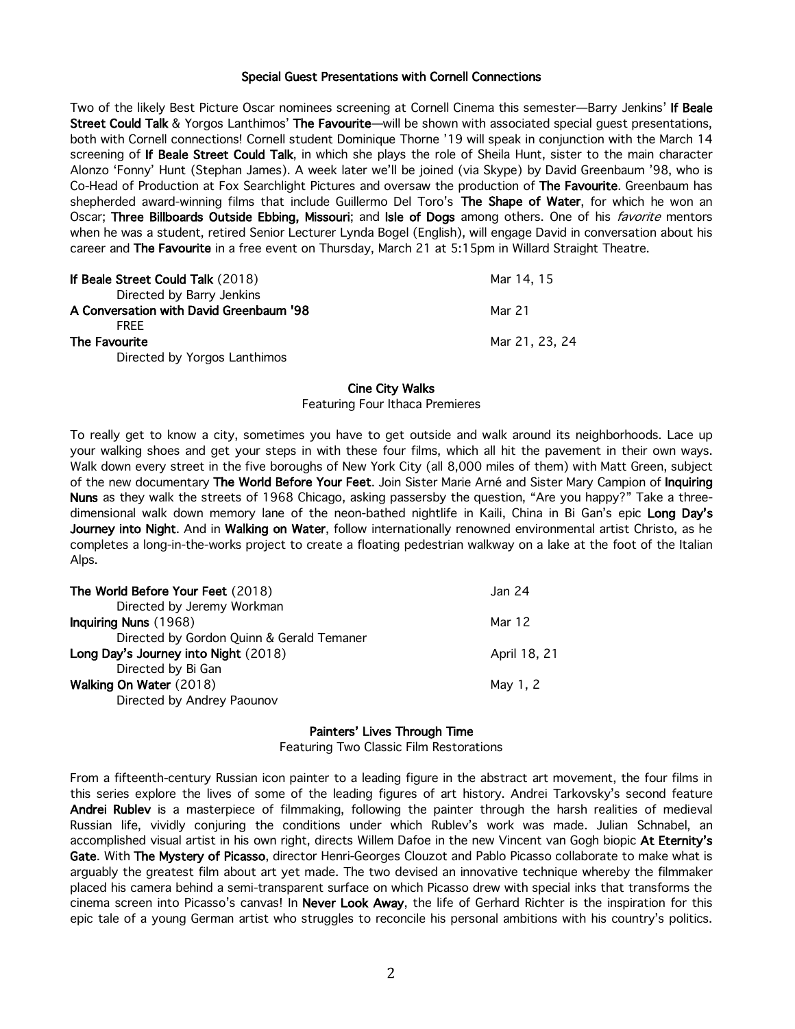## Special Guest Presentations with Cornell Connections

Two of the likely Best Picture Oscar nominees screening at Cornell Cinema this semester—Barry Jenkins' **If Beale Street Could Talk** & Yorgos Lanthimos' **The Favourite**—will be shown with associated special guest presentations, both with Cornell connections! Cornell student Dominique Thorne '19 will speak in conjunction with the March 14 screening of **If Beale Street Could Talk**, in which she plays the role of Sheila Hunt, sister to the main character Alonzo 'Fonny' Hunt (Stephan James). A week later we'll be joined (via Skype) by David Greenbaum '98, who is Co-Head of Production at Fox Searchlight Pictures and oversaw the production of **The Favourite**. Greenbaum has shepherded award-winning films that include Guillermo Del Toro's **The Shape of Water**, for which he won an Oscar; **Three Billboards Outside Ebbing, Missouri**; and **Isle of Dogs** among others. One of his *favorite* mentors when he was a student, retired Senior Lecturer Lynda Bogel (English), will engage David in conversation about his career and **The Favourite** in a free event on Thursday, March 21 at 5:15pm in Willard Straight Theatre.

| Film | Dates |
|---|---|
| **If Beale Street Could Talk** (2018)<br>Directed by Barry Jenkins | Mar 14, 15 |
| **A Conversation with David Greenbaum '98**<br>FREE | Mar 21 |
| **The Favourite**<br>Directed by Yorgos Lanthimos | Mar 21, 23, 24 |

## Cine City Walks

Featuring Four Ithaca Premieres

To really get to know a city, sometimes you have to get outside and walk around its neighborhoods. Lace up your walking shoes and get your steps in with these four films, which all hit the pavement in their own ways. Walk down every street in the five boroughs of New York City (all 8,000 miles of them) with Matt Green, subject of the new documentary **The World Before Your Feet**. Join Sister Marie Arné and Sister Mary Campion of **Inquiring Nuns** as they walk the streets of 1968 Chicago, asking passersby the question, "Are you happy?" Take a three-dimensional walk down memory lane of the neon-bathed nightlife in Kaili, China in Bi Gan's epic **Long Day's Journey into Night**. And in **Walking on Water**, follow internationally renowned environmental artist Christo, as he completes a long-in-the-works project to create a floating pedestrian walkway on a lake at the foot of the Italian Alps.

| Film | Dates |
|---|---|
| **The World Before Your Feet** (2018)<br>Directed by Jeremy Workman | Jan 24 |
| **Inquiring Nuns** (1968)<br>Directed by Gordon Quinn & Gerald Temaner | Mar 12 |
| **Long Day's Journey into Night** (2018)<br>Directed by Bi Gan | April 18, 21 |
| **Walking On Water** (2018)<br>Directed by Andrey Paounov | May 1, 2 |

## Painters' Lives Through Time

Featuring Two Classic Film Restorations

From a fifteenth-century Russian icon painter to a leading figure in the abstract art movement, the four films in this series explore the lives of some of the leading figures of art history. Andrei Tarkovsky's second feature **Andrei Rublev** is a masterpiece of filmmaking, following the painter through the harsh realities of medieval Russian life, vividly conjuring the conditions under which Rublev's work was made. Julian Schnabel, an accomplished visual artist in his own right, directs Willem Dafoe in the new Vincent van Gogh biopic **At Eternity's Gate**. With **The Mystery of Picasso**, director Henri-Georges Clouzot and Pablo Picasso collaborate to make what is arguably the greatest film about art yet made. The two devised an innovative technique whereby the filmmaker placed his camera behind a semi-transparent surface on which Picasso drew with special inks that transforms the cinema screen into Picasso's canvas! In **Never Look Away**, the life of Gerhard Richter is the inspiration for this epic tale of a young German artist who struggles to reconcile his personal ambitions with his country's politics.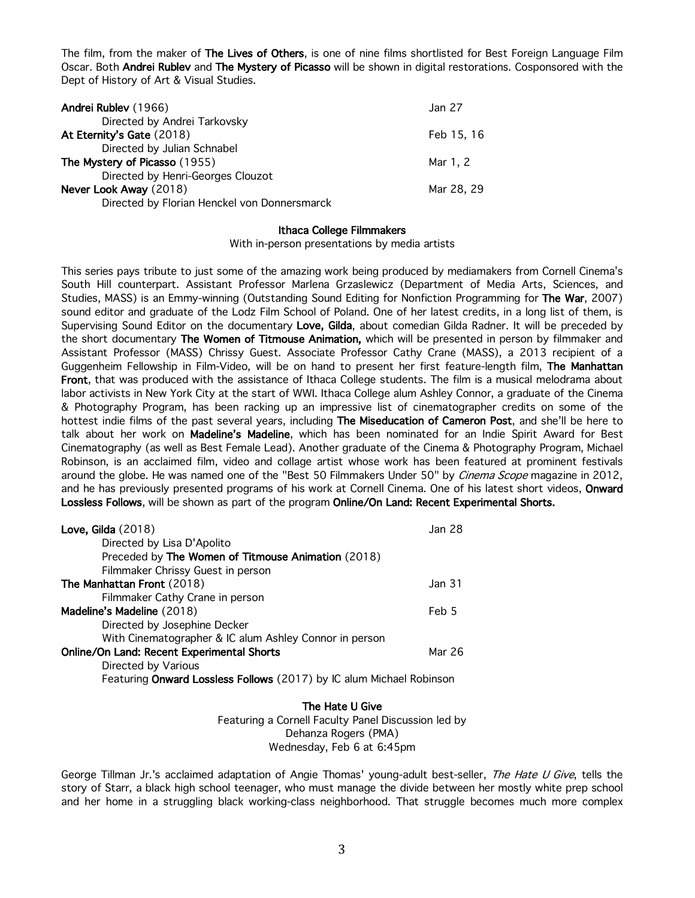The film, from the maker of **The Lives of Others**, is one of nine films shortlisted for Best Foreign Language Film Oscar. Both **Andrei Rublev** and **The Mystery of Picasso** will be shown in digital restorations. Cosponsored with the Dept of History of Art & Visual Studies.

| | |
|---|---|
| **Andrei Rublev** (1966)<br>Directed by Andrei Tarkovsky | Jan 27 |
| **At Eternity's Gate** (2018)<br>Directed by Julian Schnabel | Feb 15, 16 |
| **The Mystery of Picasso** (1955)<br>Directed by Henri-Georges Clouzot | Mar 1, 2 |
| **Never Look Away** (2018)<br>Directed by Florian Henckel von Donnersmarck | Mar 28, 29 |

## Ithaca College Filmmakers

With in-person presentations by media artists

This series pays tribute to just some of the amazing work being produced by mediamakers from Cornell Cinema's South Hill counterpart. Assistant Professor Marlena Grzaslewicz (Department of Media Arts, Sciences, and Studies, MASS) is an Emmy-winning (Outstanding Sound Editing for Nonfiction Programming for **The War**, 2007) sound editor and graduate of the Lodz Film School of Poland. One of her latest credits, in a long list of them, is Supervising Sound Editor on the documentary **Love, Gilda**, about comedian Gilda Radner. It will be preceded by the short documentary **The Women of Titmouse Animation,** which will be presented in person by filmmaker and Assistant Professor (MASS) Chrissy Guest. Associate Professor Cathy Crane (MASS), a 2013 recipient of a Guggenheim Fellowship in Film-Video, will be on hand to present her first feature-length film, **The Manhattan Front**, that was produced with the assistance of Ithaca College students. The film is a musical melodrama about labor activists in New York City at the start of WWI. Ithaca College alum Ashley Connor, a graduate of the Cinema & Photography Program, has been racking up an impressive list of cinematographer credits on some of the hottest indie films of the past several years, including **The Miseducation of Cameron Post**, and she'll be here to talk about her work on **Madeline's Madeline**, which has been nominated for an Indie Spirit Award for Best Cinematography (as well as Best Female Lead). Another graduate of the Cinema & Photography Program, Michael Robinson, is an acclaimed film, video and collage artist whose work has been featured at prominent festivals around the globe. He was named one of the "Best 50 Filmmakers Under 50" by *Cinema Scope* magazine in 2012, and he has previously presented programs of his work at Cornell Cinema. One of his latest short videos, **Onward Lossless Follows**, will be shown as part of the program **Online/On Land: Recent Experimental Shorts.**

| | |
|---|---|
| **Love, Gilda** (2018)<br>Directed by Lisa D'Apolito<br>Preceded by **The Women of Titmouse Animation** (2018)<br>Filmmaker Chrissy Guest in person | Jan 28 |
| **The Manhattan Front** (2018)<br>Filmmaker Cathy Crane in person | Jan 31 |
| **Madeline's Madeline** (2018)<br>Directed by Josephine Decker<br>With Cinematographer & IC alum Ashley Connor in person | Feb 5 |
| **Online/On Land: Recent Experimental Shorts**<br>Directed by Various<br>Featuring **Onward Lossless Follows** (2017) by IC alum Michael Robinson | Mar 26 |

## The Hate U Give

Featuring a Cornell Faculty Panel Discussion led by
Dehanza Rogers (PMA)
Wednesday, Feb 6 at 6:45pm

George Tillman Jr.'s acclaimed adaptation of Angie Thomas' young-adult best-seller, *The Hate U Give*, tells the story of Starr, a black high school teenager, who must manage the divide between her mostly white prep school and her home in a struggling black working-class neighborhood. That struggle becomes much more complex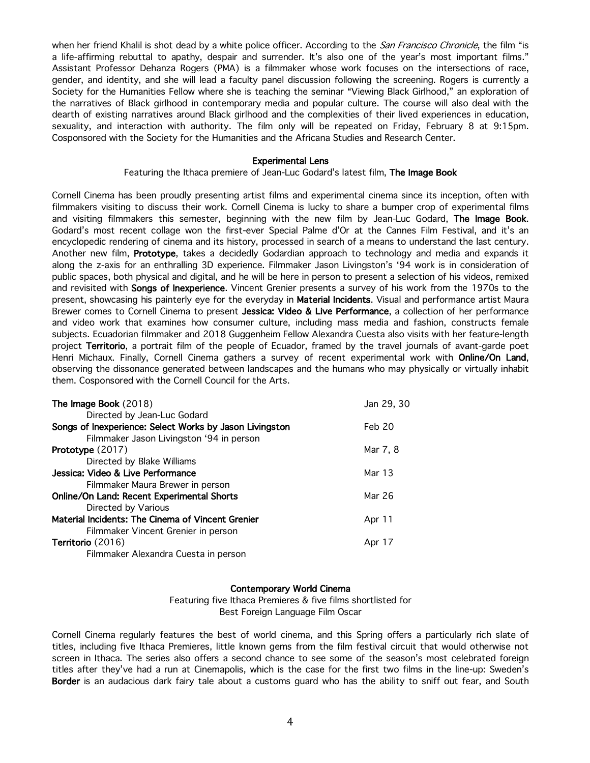when her friend Khalil is shot dead by a white police officer. According to the *San Francisco Chronicle*, the film "is a life-affirming rebuttal to apathy, despair and surrender. It's also one of the year's most important films." Assistant Professor Dehanza Rogers (PMA) is a filmmaker whose work focuses on the intersections of race, gender, and identity, and she will lead a faculty panel discussion following the screening. Rogers is currently a Society for the Humanities Fellow where she is teaching the seminar "Viewing Black Girlhood," an exploration of the narratives of Black girlhood in contemporary media and popular culture. The course will also deal with the dearth of existing narratives around Black girlhood and the complexities of their lived experiences in education, sexuality, and interaction with authority. The film only will be repeated on Friday, February 8 at 9:15pm. Cosponsored with the Society for the Humanities and the Africana Studies and Research Center.

## Experimental Lens

Featuring the Ithaca premiere of Jean-Luc Godard's latest film, **The Image Book**

Cornell Cinema has been proudly presenting artist films and experimental cinema since its inception, often with filmmakers visiting to discuss their work. Cornell Cinema is lucky to share a bumper crop of experimental films and visiting filmmakers this semester, beginning with the new film by Jean-Luc Godard, **The Image Book**. Godard's most recent collage won the first-ever Special Palme d'Or at the Cannes Film Festival, and it's an encyclopedic rendering of cinema and its history, processed in search of a means to understand the last century. Another new film, **Prototype**, takes a decidedly Godardian approach to technology and media and expands it along the z-axis for an enthralling 3D experience. Filmmaker Jason Livingston's '94 work is in consideration of public spaces, both physical and digital, and he will be here in person to present a selection of his videos, remixed and revisited with **Songs of Inexperience**. Vincent Grenier presents a survey of his work from the 1970s to the present, showcasing his painterly eye for the everyday in **Material Incidents**. Visual and performance artist Maura Brewer comes to Cornell Cinema to present **Jessica: Video & Live Performance**, a collection of her performance and video work that examines how consumer culture, including mass media and fashion, constructs female subjects. Ecuadorian filmmaker and 2018 Guggenheim Fellow Alexandra Cuesta also visits with her feature-length project **Territorio**, a portrait film of the people of Ecuador, framed by the travel journals of avant-garde poet Henri Michaux. Finally, Cornell Cinema gathers a survey of recent experimental work with **Online/On Land**, observing the dissonance generated between landscapes and the humans who may physically or virtually inhabit them. Cosponsored with the Cornell Council for the Arts.

| Film | Dates |
|---|---|
| **The Image Book** (2018)<br>Directed by Jean-Luc Godard | Jan 29, 30 |
| **Songs of Inexperience: Select Works by Jason Livingston**<br>Filmmaker Jason Livingston '94 in person | Feb 20 |
| **Prototype** (2017)<br>Directed by Blake Williams | Mar 7, 8 |
| **Jessica: Video & Live Performance**<br>Filmmaker Maura Brewer in person | Mar 13 |
| **Online/On Land: Recent Experimental Shorts**<br>Directed by Various | Mar 26 |
| **Material Incidents: The Cinema of Vincent Grenier**<br>Filmmaker Vincent Grenier in person | Apr 11 |
| **Territorio** (2016)<br>Filmmaker Alexandra Cuesta in person | Apr 17 |

## Contemporary World Cinema

Featuring five Ithaca Premieres & five films shortlisted for Best Foreign Language Film Oscar

Cornell Cinema regularly features the best of world cinema, and this Spring offers a particularly rich slate of titles, including five Ithaca Premieres, little known gems from the film festival circuit that would otherwise not screen in Ithaca. The series also offers a second chance to see some of the season's most celebrated foreign titles after they've had a run at Cinemapolis, which is the case for the first two films in the line-up: Sweden's **Border** is an audacious dark fairy tale about a customs guard who has the ability to sniff out fear, and South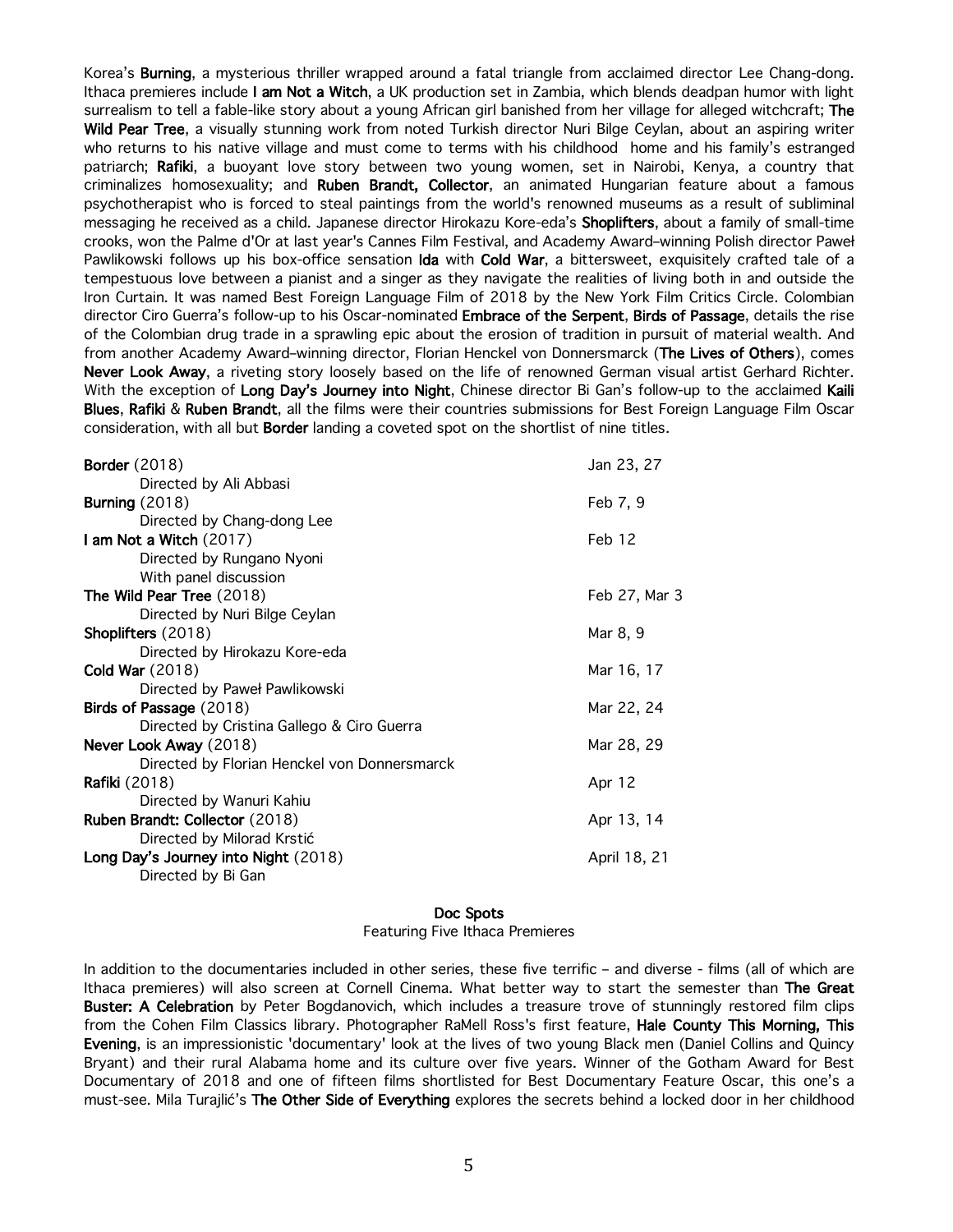Korea's **Burning**, a mysterious thriller wrapped around a fatal triangle from acclaimed director Lee Chang-dong. Ithaca premieres include **I am Not a Witch**, a UK production set in Zambia, which blends deadpan humor with light surrealism to tell a fable-like story about a young African girl banished from her village for alleged witchcraft; **The Wild Pear Tree**, a visually stunning work from noted Turkish director Nuri Bilge Ceylan, about an aspiring writer who returns to his native village and must come to terms with his childhood home and his family's estranged patriarch; **Rafiki**, a buoyant love story between two young women, set in Nairobi, Kenya, a country that criminalizes homosexuality; and **Ruben Brandt, Collector**, an animated Hungarian feature about a famous psychotherapist who is forced to steal paintings from the world's renowned museums as a result of subliminal messaging he received as a child. Japanese director Hirokazu Kore-eda's **Shoplifters**, about a family of small-time crooks, won the Palme d'Or at last year's Cannes Film Festival, and Academy Award–winning Polish director Paweł Pawlikowski follows up his box-office sensation **Ida** with **Cold War**, a bittersweet, exquisitely crafted tale of a tempestuous love between a pianist and a singer as they navigate the realities of living both in and outside the Iron Curtain. It was named Best Foreign Language Film of 2018 by the New York Film Critics Circle. Colombian director Ciro Guerra's follow-up to his Oscar-nominated **Embrace of the Serpent**, **Birds of Passage**, details the rise of the Colombian drug trade in a sprawling epic about the erosion of tradition in pursuit of material wealth. And from another Academy Award–winning director, Florian Henckel von Donnersmarck (**The Lives of Others**), comes **Never Look Away**, a riveting story loosely based on the life of renowned German visual artist Gerhard Richter. With the exception of **Long Day's Journey into Night**, Chinese director Bi Gan's follow-up to the acclaimed **Kaili Blues**, **Rafiki** & **Ruben Brandt**, all the films were their countries submissions for Best Foreign Language Film Oscar consideration, with all but **Border** landing a coveted spot on the shortlist of nine titles.

**Border** (2018) — Jan 23, 27
Directed by Ali Abbasi

**Burning** (2018) — Feb 7, 9
Directed by Chang-dong Lee

**I am Not a Witch** (2017) — Feb 12
Directed by Rungano Nyoni
With panel discussion

**The Wild Pear Tree** (2018) — Feb 27, Mar 3
Directed by Nuri Bilge Ceylan

**Shoplifters** (2018) — Mar 8, 9
Directed by Hirokazu Kore-eda

**Cold War** (2018) — Mar 16, 17
Directed by Paweł Pawlikowski

**Birds of Passage** (2018) — Mar 22, 24
Directed by Cristina Gallego & Ciro Guerra

**Never Look Away** (2018) — Mar 28, 29
Directed by Florian Henckel von Donnersmarck

**Rafiki** (2018) — Apr 12
Directed by Wanuri Kahiu

**Ruben Brandt: Collector** (2018) — Apr 13, 14
Directed by Milorad Krstić

**Long Day's Journey into Night** (2018) — April 18, 21
Directed by Bi Gan

## Doc Spots

Featuring Five Ithaca Premieres

In addition to the documentaries included in other series, these five terrific – and diverse - films (all of which are Ithaca premieres) will also screen at Cornell Cinema. What better way to start the semester than **The Great Buster: A Celebration** by Peter Bogdanovich, which includes a treasure trove of stunningly restored film clips from the Cohen Film Classics library. Photographer RaMell Ross's first feature, **Hale County This Morning, This Evening**, is an impressionistic 'documentary' look at the lives of two young Black men (Daniel Collins and Quincy Bryant) and their rural Alabama home and its culture over five years. Winner of the Gotham Award for Best Documentary of 2018 and one of fifteen films shortlisted for Best Documentary Feature Oscar, this one's a must-see. Mila Turajlić's **The Other Side of Everything** explores the secrets behind a locked door in her childhood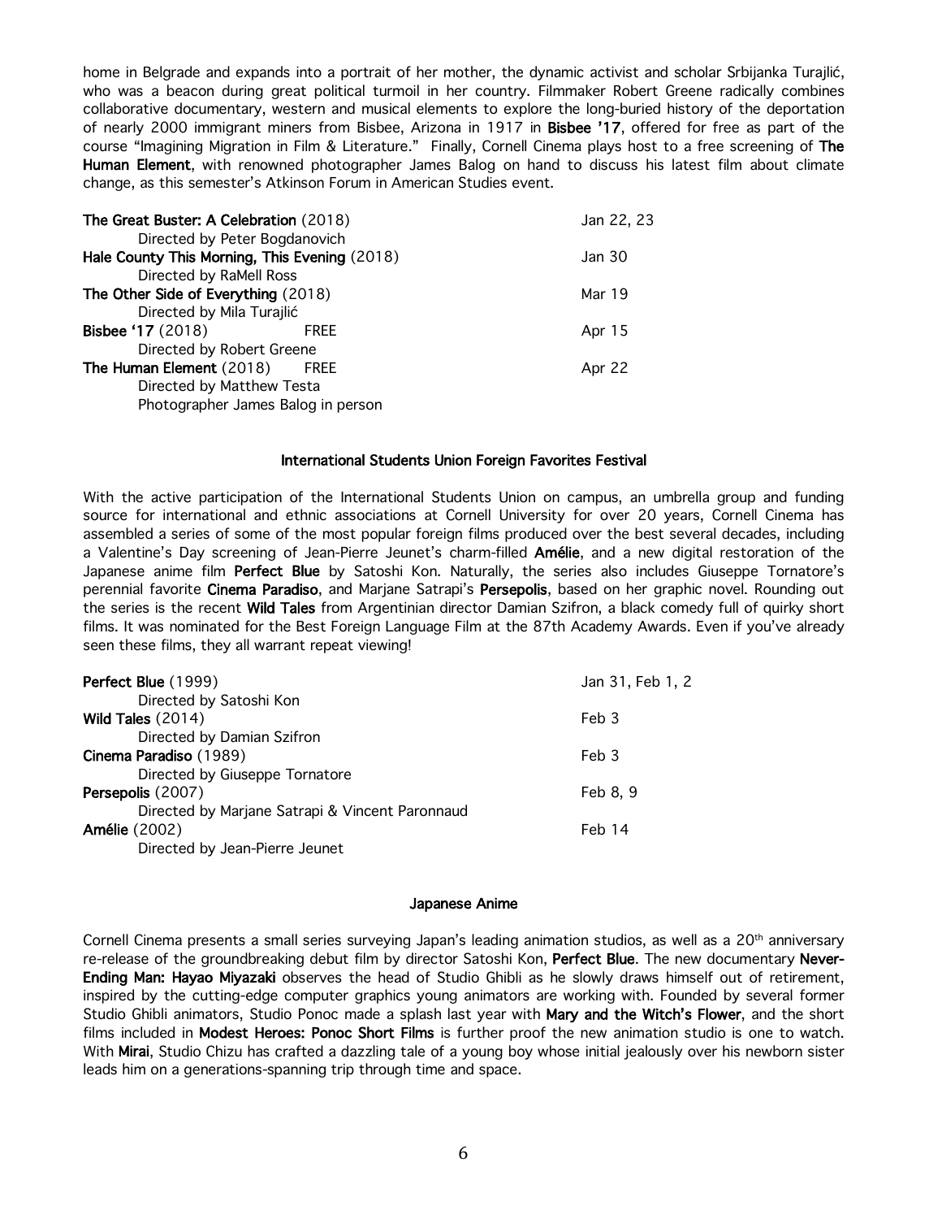home in Belgrade and expands into a portrait of her mother, the dynamic activist and scholar Srbijanka Turajlić, who was a beacon during great political turmoil in her country. Filmmaker Robert Greene radically combines collaborative documentary, western and musical elements to explore the long-buried history of the deportation of nearly 2000 immigrant miners from Bisbee, Arizona in 1917 in **Bisbee '17**, offered for free as part of the course "Imagining Migration in Film & Literature." Finally, Cornell Cinema plays host to a free screening of **The Human Element**, with renowned photographer James Balog on hand to discuss his latest film about climate change, as this semester's Atkinson Forum in American Studies event.

**The Great Buster: A Celebration** (2018) — Jan 22, 23
Directed by Peter Bogdanovich

**Hale County This Morning, This Evening** (2018) — Jan 30
Directed by RaMell Ross

**The Other Side of Everything** (2018) — Mar 19
Directed by Mila Turajlić

**Bisbee '17** (2018) FREE — Apr 15
Directed by Robert Greene

**The Human Element** (2018) FREE — Apr 22
Directed by Matthew Testa
Photographer James Balog in person

## International Students Union Foreign Favorites Festival

With the active participation of the International Students Union on campus, an umbrella group and funding source for international and ethnic associations at Cornell University for over 20 years, Cornell Cinema has assembled a series of some of the most popular foreign films produced over the best several decades, including a Valentine's Day screening of Jean-Pierre Jeunet's charm-filled **Amélie**, and a new digital restoration of the Japanese anime film **Perfect Blue** by Satoshi Kon. Naturally, the series also includes Giuseppe Tornatore's perennial favorite **Cinema Paradiso**, and Marjane Satrapi's **Persepolis**, based on her graphic novel. Rounding out the series is the recent **Wild Tales** from Argentinian director Damian Szifron, a black comedy full of quirky short films. It was nominated for the Best Foreign Language Film at the 87th Academy Awards. Even if you've already seen these films, they all warrant repeat viewing!

**Perfect Blue** (1999) — Jan 31, Feb 1, 2
Directed by Satoshi Kon

**Wild Tales** (2014) — Feb 3
Directed by Damian Szifron

**Cinema Paradiso** (1989) — Feb 3
Directed by Giuseppe Tornatore

**Persepolis** (2007) — Feb 8, 9
Directed by Marjane Satrapi & Vincent Paronnaud

**Amélie** (2002) — Feb 14
Directed by Jean-Pierre Jeunet

## Japanese Anime

Cornell Cinema presents a small series surveying Japan's leading animation studios, as well as a 20th anniversary re-release of the groundbreaking debut film by director Satoshi Kon, **Perfect Blue**. The new documentary **Never-Ending Man: Hayao Miyazaki** observes the head of Studio Ghibli as he slowly draws himself out of retirement, inspired by the cutting-edge computer graphics young animators are working with. Founded by several former Studio Ghibli animators, Studio Ponoc made a splash last year with **Mary and the Witch's Flower**, and the short films included in **Modest Heroes: Ponoc Short Films** is further proof the new animation studio is one to watch. With **Mirai**, Studio Chizu has crafted a dazzling tale of a young boy whose initial jealously over his newborn sister leads him on a generations-spanning trip through time and space.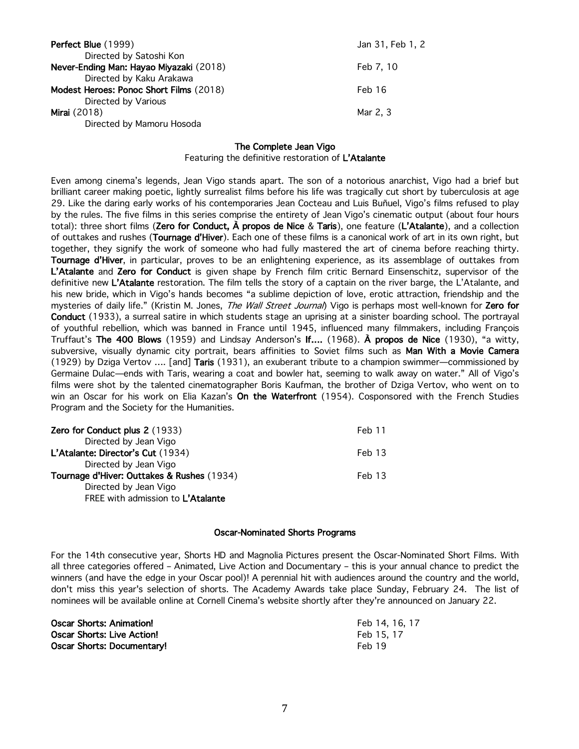| | |
|---|---|
| **Perfect Blue** (1999)<br>Directed by Satoshi Kon | Jan 31, Feb 1, 2 |
| **Never-Ending Man: Hayao Miyazaki** (2018)<br>Directed by Kaku Arakawa | Feb 7, 10 |
| **Modest Heroes: Ponoc Short Films** (2018)<br>Directed by Various | Feb 16 |
| **Mirai** (2018)<br>Directed by Mamoru Hosoda | Mar 2, 3 |

## The Complete Jean Vigo

Featuring the definitive restoration of **L'Atalante**

Even among cinema's legends, Jean Vigo stands apart. The son of a notorious anarchist, Vigo had a brief but brilliant career making poetic, lightly surrealist films before his life was tragically cut short by tuberculosis at age 29. Like the daring early works of his contemporaries Jean Cocteau and Luis Buñuel, Vigo's films refused to play by the rules. The five films in this series comprise the entirety of Jean Vigo's cinematic output (about four hours total): three short films (**Zero for Conduct, À propos de Nice** & **Taris**), one feature (**L'Atalante**), and a collection of outtakes and rushes (**Tournage d'Hiver**). Each one of these films is a canonical work of art in its own right, but together, they signify the work of someone who had fully mastered the art of cinema before reaching thirty. **Tournage d'Hiver**, in particular, proves to be an enlightening experience, as its assemblage of outtakes from **L'Atalante** and **Zero for Conduct** is given shape by French film critic Bernard Eisenschitz, supervisor of the definitive new **L'Atalante** restoration. The film tells the story of a captain on the river barge, the L'Atalante, and his new bride, which in Vigo's hands becomes "a sublime depiction of love, erotic attraction, friendship and the mysteries of daily life." (Kristin M. Jones, *The Wall Street Journal*) Vigo is perhaps most well-known for **Zero for Conduct** (1933), a surreal satire in which students stage an uprising at a sinister boarding school. The portrayal of youthful rebellion, which was banned in France until 1945, influenced many filmmakers, including François Truffaut's **The 400 Blows** (1959) and Lindsay Anderson's **If....** (1968). **À propos de Nice** (1930), "a witty, subversive, visually dynamic city portrait, bears affinities to Soviet films such as **Man With a Movie Camera** (1929) by Dziga Vertov .... [and] **Taris** (1931), an exuberant tribute to a champion swimmer—commissioned by Germaine Dulac—ends with Taris, wearing a coat and bowler hat, seeming to walk away on water." All of Vigo's films were shot by the talented cinematographer Boris Kaufman, the brother of Dziga Vertov, who went on to win an Oscar for his work on Elia Kazan's **On the Waterfront** (1954). Cosponsored with the French Studies Program and the Society for the Humanities.

| | |
|---|---|
| **Zero for Conduct plus 2** (1933)<br>Directed by Jean Vigo | Feb 11 |
| **L'Atalante: Director's Cut** (1934)<br>Directed by Jean Vigo | Feb 13 |
| **Tournage d'Hiver: Outtakes & Rushes** (1934)<br>Directed by Jean Vigo<br>FREE with admission to **L'Atalante** | Feb 13 |

## Oscar-Nominated Shorts Programs

For the 14th consecutive year, Shorts HD and Magnolia Pictures present the Oscar-Nominated Short Films. With all three categories offered – Animated, Live Action and Documentary – this is your annual chance to predict the winners (and have the edge in your Oscar pool)! A perennial hit with audiences around the country and the world, don't miss this year's selection of shorts. The Academy Awards take place Sunday, February 24. The list of nominees will be available online at Cornell Cinema's website shortly after they're announced on January 22.

| | |
|---|---|
| **Oscar Shorts: Animation!** | Feb 14, 16, 17 |
| **Oscar Shorts: Live Action!** | Feb 15, 17 |
| **Oscar Shorts: Documentary!** | Feb 19 |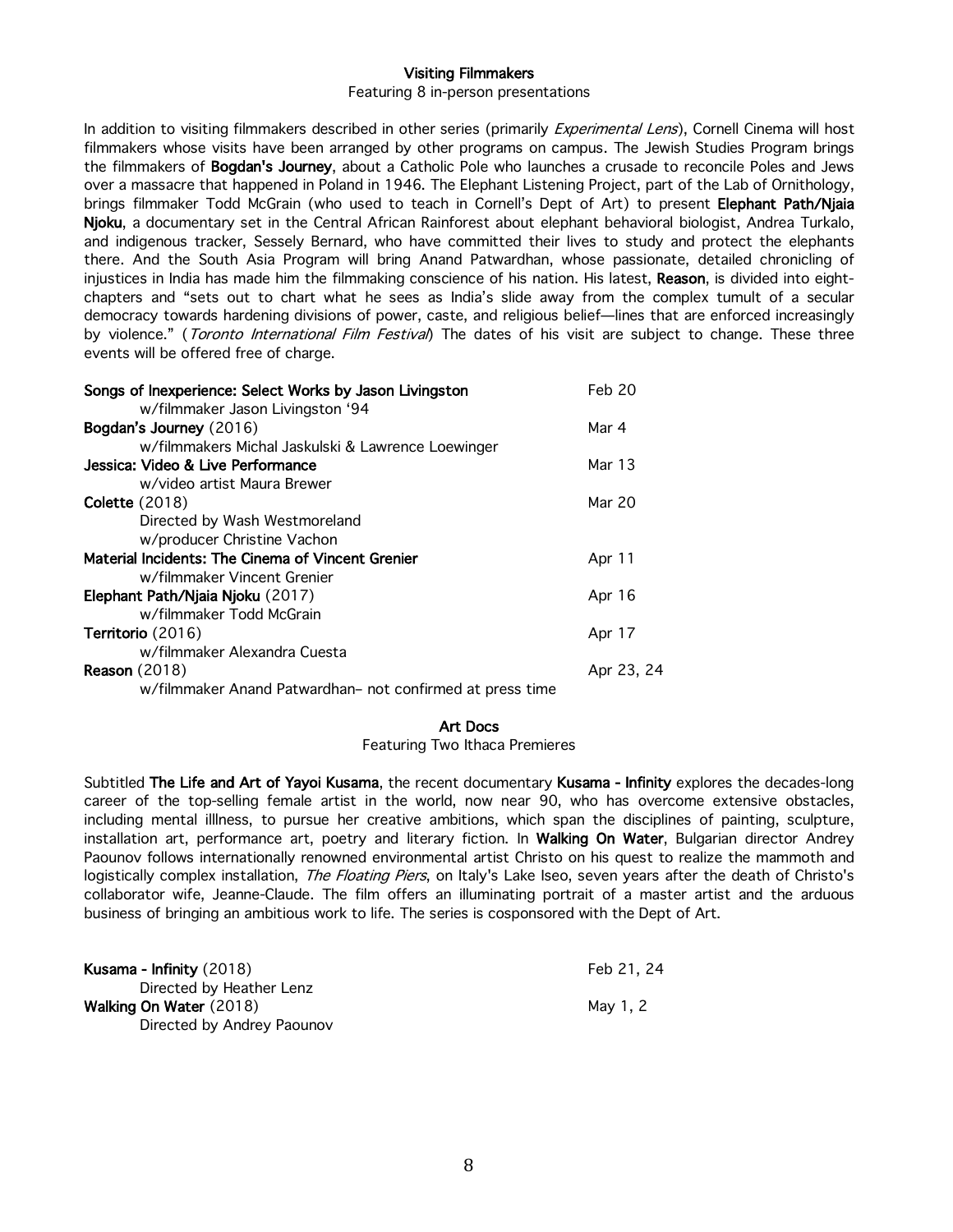## Visiting Filmmakers

Featuring 8 in-person presentations

In addition to visiting filmmakers described in other series (primarily *Experimental Lens*), Cornell Cinema will host filmmakers whose visits have been arranged by other programs on campus. The Jewish Studies Program brings the filmmakers of **Bogdan's Journey**, about a Catholic Pole who launches a crusade to reconcile Poles and Jews over a massacre that happened in Poland in 1946. The Elephant Listening Project, part of the Lab of Ornithology, brings filmmaker Todd McGrain (who used to teach in Cornell's Dept of Art) to present **Elephant Path/Njaia Njoku**, a documentary set in the Central African Rainforest about elephant behavioral biologist, Andrea Turkalo, and indigenous tracker, Sessely Bernard, who have committed their lives to study and protect the elephants there. And the South Asia Program will bring Anand Patwardhan, whose passionate, detailed chronicling of injustices in India has made him the filmmaking conscience of his nation. His latest, **Reason**, is divided into eight-chapters and "sets out to chart what he sees as India's slide away from the complex tumult of a secular democracy towards hardening divisions of power, caste, and religious belief—lines that are enforced increasingly by violence." (*Toronto International Film Festival*) The dates of his visit are subject to change. These three events will be offered free of charge.

| Program | Date |
|---|---|
| **Songs of Inexperience: Select Works by Jason Livingston**<br>w/filmmaker Jason Livingston '94 | Feb 20 |
| **Bogdan's Journey** (2016)<br>w/filmmakers Michal Jaskulski & Lawrence Loewinger | Mar 4 |
| **Jessica: Video & Live Performance**<br>w/video artist Maura Brewer | Mar 13 |
| **Colette** (2018)<br>Directed by Wash Westmoreland<br>w/producer Christine Vachon | Mar 20 |
| **Material Incidents: The Cinema of Vincent Grenier**<br>w/filmmaker Vincent Grenier | Apr 11 |
| **Elephant Path/Njaia Njoku** (2017)<br>w/filmmaker Todd McGrain | Apr 16 |
| **Territorio** (2016)<br>w/filmmaker Alexandra Cuesta | Apr 17 |
| **Reason** (2018)<br>w/filmmaker Anand Patwardhan– not confirmed at press time | Apr 23, 24 |

## Art Docs

Featuring Two Ithaca Premieres

Subtitled **The Life and Art of Yayoi Kusama**, the recent documentary **Kusama - Infinity** explores the decades-long career of the top-selling female artist in the world, now near 90, who has overcome extensive obstacles, including mental illlness, to pursue her creative ambitions, which span the disciplines of painting, sculpture, installation art, performance art, poetry and literary fiction. In **Walking On Water**, Bulgarian director Andrey Paounov follows internationally renowned environmental artist Christo on his quest to realize the mammoth and logistically complex installation, *The Floating Piers*, on Italy's Lake Iseo, seven years after the death of Christo's collaborator wife, Jeanne-Claude. The film offers an illuminating portrait of a master artist and the arduous business of bringing an ambitious work to life. The series is cosponsored with the Dept of Art.

| Program | Date |
|---|---|
| **Kusama - Infinity** (2018)<br>Directed by Heather Lenz | Feb 21, 24 |
| **Walking On Water** (2018)<br>Directed by Andrey Paounov | May 1, 2 |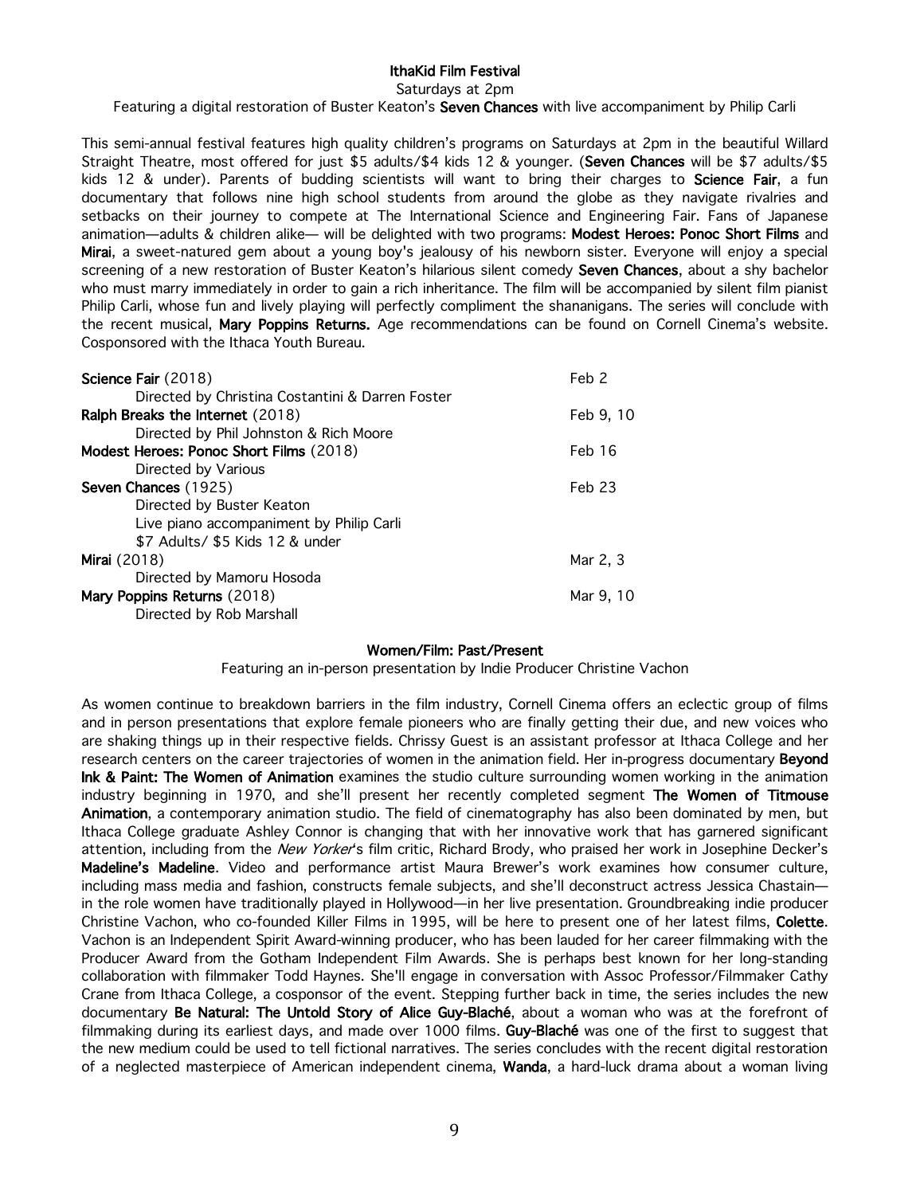## IthaKid Film Festival

Saturdays at 2pm

Featuring a digital restoration of Buster Keaton's **Seven Chances** with live accompaniment by Philip Carli

This semi-annual festival features high quality children's programs on Saturdays at 2pm in the beautiful Willard Straight Theatre, most offered for just $5 adults/$4 kids 12 & younger. (**Seven Chances** will be $7 adults/$5 kids 12 & under). Parents of budding scientists will want to bring their charges to **Science Fair**, a fun documentary that follows nine high school students from around the globe as they navigate rivalries and setbacks on their journey to compete at The International Science and Engineering Fair. Fans of Japanese animation—adults & children alike— will be delighted with two programs: **Modest Heroes: Ponoc Short Films** and **Mirai**, a sweet-natured gem about a young boy's jealousy of his newborn sister. Everyone will enjoy a special screening of a new restoration of Buster Keaton's hilarious silent comedy **Seven Chances**, about a shy bachelor who must marry immediately in order to gain a rich inheritance. The film will be accompanied by silent film pianist Philip Carli, whose fun and lively playing will perfectly compliment the shananigans. The series will conclude with the recent musical, **Mary Poppins Returns.** Age recommendations can be found on Cornell Cinema's website. Cosponsored with the Ithaca Youth Bureau.

| | |
|---|---|
| **Science Fair** (2018)<br>Directed by Christina Costantini & Darren Foster | Feb 2 |
| **Ralph Breaks the Internet** (2018)<br>Directed by Phil Johnston & Rich Moore | Feb 9, 10 |
| **Modest Heroes: Ponoc Short Films** (2018)<br>Directed by Various | Feb 16 |
| **Seven Chances** (1925)<br>Directed by Buster Keaton<br>Live piano accompaniment by Philip Carli<br>$7 Adults/ $5 Kids 12 & under | Feb 23 |
| **Mirai** (2018)<br>Directed by Mamoru Hosoda | Mar 2, 3 |
| **Mary Poppins Returns** (2018)<br>Directed by Rob Marshall | Mar 9, 10 |

## Women/Film: Past/Present

Featuring an in-person presentation by Indie Producer Christine Vachon

As women continue to breakdown barriers in the film industry, Cornell Cinema offers an eclectic group of films and in person presentations that explore female pioneers who are finally getting their due, and new voices who are shaking things up in their respective fields. Chrissy Guest is an assistant professor at Ithaca College and her research centers on the career trajectories of women in the animation field. Her in-progress documentary **Beyond Ink & Paint: The Women of Animation** examines the studio culture surrounding women working in the animation industry beginning in 1970, and she'll present her recently completed segment **The Women of Titmouse Animation**, a contemporary animation studio. The field of cinematography has also been dominated by men, but Ithaca College graduate Ashley Connor is changing that with her innovative work that has garnered significant attention, including from the *New Yorker*'s film critic, Richard Brody, who praised her work in Josephine Decker's **Madeline's Madeline**. Video and performance artist Maura Brewer's work examines how consumer culture, including mass media and fashion, constructs female subjects, and she'll deconstruct actress Jessica Chastain—in the role women have traditionally played in Hollywood—in her live presentation. Groundbreaking indie producer Christine Vachon, who co-founded Killer Films in 1995, will be here to present one of her latest films, **Colette**. Vachon is an Independent Spirit Award-winning producer, who has been lauded for her career filmmaking with the Producer Award from the Gotham Independent Film Awards. She is perhaps best known for her long-standing collaboration with filmmaker Todd Haynes. She'll engage in conversation with Assoc Professor/Filmmaker Cathy Crane from Ithaca College, a cosponsor of the event. Stepping further back in time, the series includes the new documentary **Be Natural: The Untold Story of Alice Guy-Blaché**, about a woman who was at the forefront of filmmaking during its earliest days, and made over 1000 films. **Guy-Blaché** was one of the first to suggest that the new medium could be used to tell fictional narratives. The series concludes with the recent digital restoration of a neglected masterpiece of American independent cinema, **Wanda**, a hard-luck drama about a woman living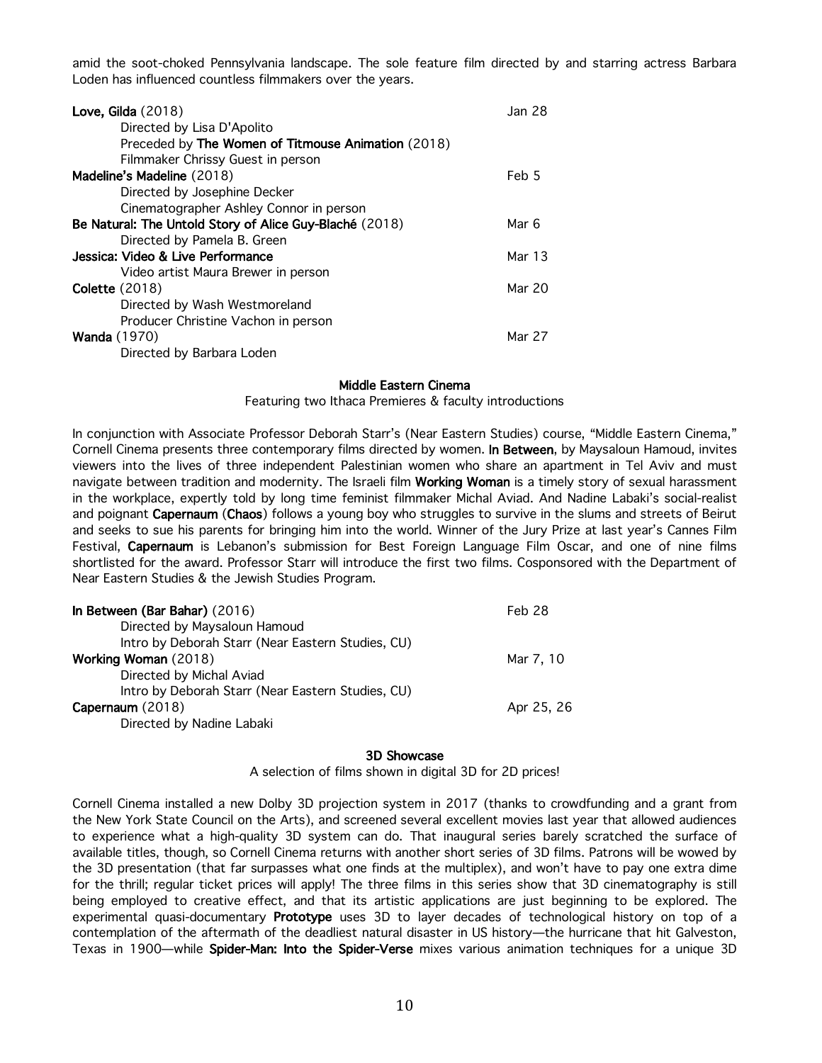amid the soot-choked Pennsylvania landscape. The sole feature film directed by and starring actress Barbara Loden has influenced countless filmmakers over the years.

**Love, Gilda** (2018) — Jan 28
Directed by Lisa D'Apolito
Preceded by **The Women of Titmouse Animation** (2018)
Filmmaker Chrissy Guest in person

**Madeline's Madeline** (2018) — Feb 5
Directed by Josephine Decker
Cinematographer Ashley Connor in person

**Be Natural: The Untold Story of Alice Guy-Blaché** (2018) — Mar 6
Directed by Pamela B. Green

**Jessica: Video & Live Performance** — Mar 13
Video artist Maura Brewer in person

**Colette** (2018) — Mar 20
Directed by Wash Westmoreland
Producer Christine Vachon in person

**Wanda** (1970) — Mar 27
Directed by Barbara Loden

## Middle Eastern Cinema

Featuring two Ithaca Premieres & faculty introductions

In conjunction with Associate Professor Deborah Starr's (Near Eastern Studies) course, "Middle Eastern Cinema," Cornell Cinema presents three contemporary films directed by women. **In Between**, by Maysaloun Hamoud, invites viewers into the lives of three independent Palestinian women who share an apartment in Tel Aviv and must navigate between tradition and modernity. The Israeli film **Working Woman** is a timely story of sexual harassment in the workplace, expertly told by long time feminist filmmaker Michal Aviad. And Nadine Labaki's social-realist and poignant **Capernaum** (**Chaos**) follows a young boy who struggles to survive in the slums and streets of Beirut and seeks to sue his parents for bringing him into the world. Winner of the Jury Prize at last year's Cannes Film Festival, **Capernaum** is Lebanon's submission for Best Foreign Language Film Oscar, and one of nine films shortlisted for the award. Professor Starr will introduce the first two films. Cosponsored with the Department of Near Eastern Studies & the Jewish Studies Program.

**In Between (Bar Bahar)** (2016) — Feb 28
Directed by Maysaloun Hamoud
Intro by Deborah Starr (Near Eastern Studies, CU)

**Working Woman** (2018) — Mar 7, 10
Directed by Michal Aviad
Intro by Deborah Starr (Near Eastern Studies, CU)

**Capernaum** (2018) — Apr 25, 26
Directed by Nadine Labaki

## 3D Showcase

A selection of films shown in digital 3D for 2D prices!

Cornell Cinema installed a new Dolby 3D projection system in 2017 (thanks to crowdfunding and a grant from the New York State Council on the Arts), and screened several excellent movies last year that allowed audiences to experience what a high-quality 3D system can do. That inaugural series barely scratched the surface of available titles, though, so Cornell Cinema returns with another short series of 3D films. Patrons will be wowed by the 3D presentation (that far surpasses what one finds at the multiplex), and won't have to pay one extra dime for the thrill; regular ticket prices will apply! The three films in this series show that 3D cinematography is still being employed to creative effect, and that its artistic applications are just beginning to be explored. The experimental quasi-documentary **Prototype** uses 3D to layer decades of technological history on top of a contemplation of the aftermath of the deadliest natural disaster in US history—the hurricane that hit Galveston, Texas in 1900—while **Spider-Man: Into the Spider-Verse** mixes various animation techniques for a unique 3D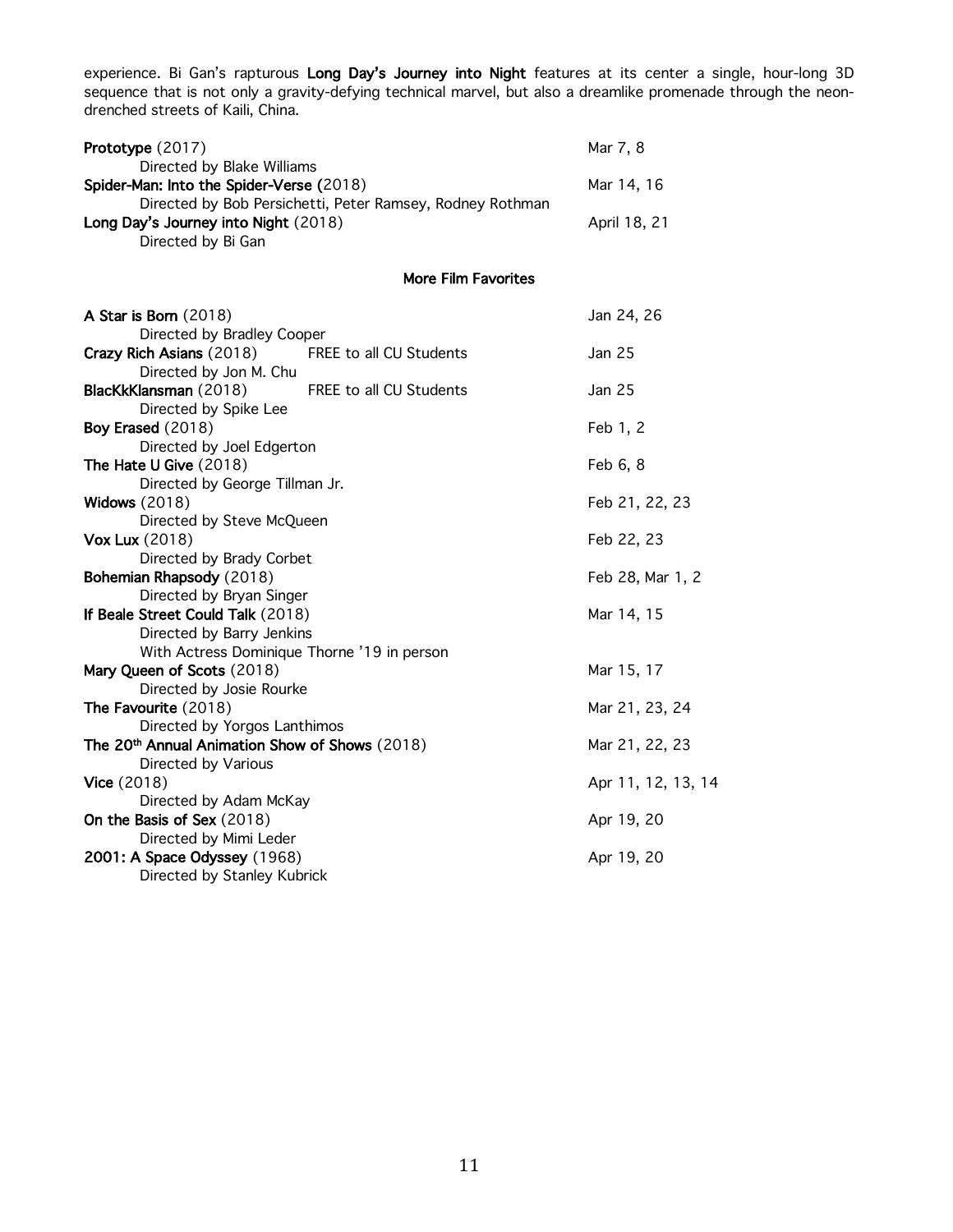experience. Bi Gan's rapturous **Long Day's Journey into Night** features at its center a single, hour-long 3D sequence that is not only a gravity-defying technical marvel, but also a dreamlike promenade through the neon-drenched streets of Kaili, China.

| | |
|---|---|
| **Prototype** (2017)<br>Directed by Blake Williams | Mar 7, 8 |
| **Spider-Man: Into the Spider-Verse** (2018)<br>Directed by Bob Persichetti, Peter Ramsey, Rodney Rothman | Mar 14, 16 |
| **Long Day's Journey into Night** (2018)<br>Directed by Bi Gan | April 18, 21 |

## More Film Favorites

| | | |
|---|---|---|
| **A Star is Born** (2018)<br>Directed by Bradley Cooper | | Jan 24, 26 |
| **Crazy Rich Asians** (2018)<br>Directed by Jon M. Chu | FREE to all CU Students | Jan 25 |
| **BlacKkKlansman** (2018)<br>Directed by Spike Lee | FREE to all CU Students | Jan 25 |
| **Boy Erased** (2018)<br>Directed by Joel Edgerton | | Feb 1, 2 |
| **The Hate U Give** (2018)<br>Directed by George Tillman Jr. | | Feb 6, 8 |
| **Widows** (2018)<br>Directed by Steve McQueen | | Feb 21, 22, 23 |
| **Vox Lux** (2018)<br>Directed by Brady Corbet | | Feb 22, 23 |
| **Bohemian Rhapsody** (2018)<br>Directed by Bryan Singer | | Feb 28, Mar 1, 2 |
| **If Beale Street Could Talk** (2018)<br>Directed by Barry Jenkins<br>With Actress Dominique Thorne '19 in person | | Mar 14, 15 |
| **Mary Queen of Scots** (2018)<br>Directed by Josie Rourke | | Mar 15, 17 |
| **The Favourite** (2018)<br>Directed by Yorgos Lanthimos | | Mar 21, 23, 24 |
| **The 20th Annual Animation Show of Shows** (2018)<br>Directed by Various | | Mar 21, 22, 23 |
| **Vice** (2018)<br>Directed by Adam McKay | | Apr 11, 12, 13, 14 |
| **On the Basis of Sex** (2018)<br>Directed by Mimi Leder | | Apr 19, 20 |
| **2001: A Space Odyssey** (1968)<br>Directed by Stanley Kubrick | | Apr 19, 20 |